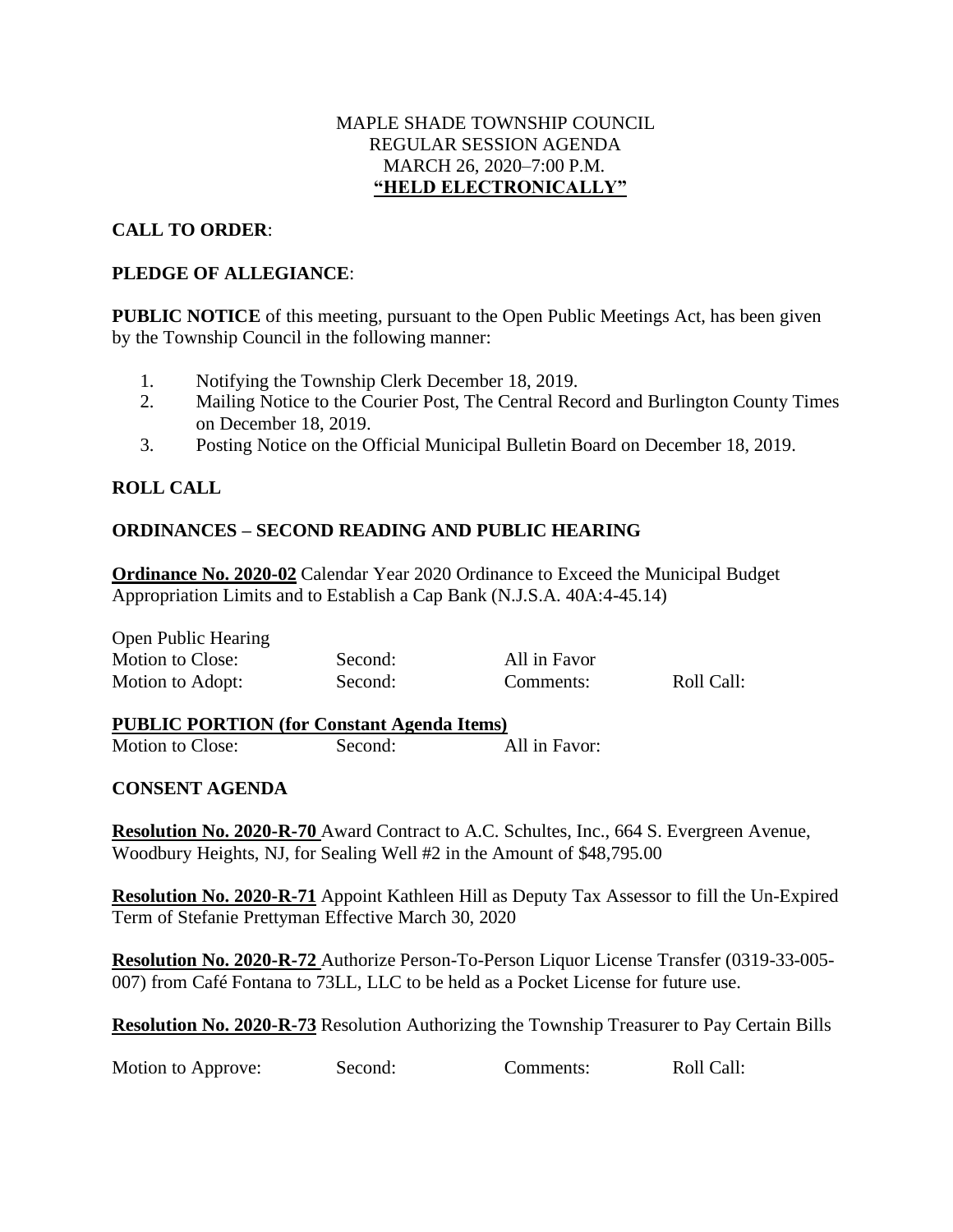MAPLE SHADE TOWNSHIP COUNCIL
REGULAR SESSION AGENDA
MARCH 26, 2020–7:00 P.M.
**"HELD ELECTRONICALLY"**

**CALL TO ORDER**:

**PLEDGE OF ALLEGIANCE**:

**PUBLIC NOTICE** of this meeting, pursuant to the Open Public Meetings Act, has been given by the Township Council in the following manner:

1. Notifying the Township Clerk December 18, 2019.
2. Mailing Notice to the Courier Post, The Central Record and Burlington County Times on December 18, 2019.
3. Posting Notice on the Official Municipal Bulletin Board on December 18, 2019.

**ROLL CALL**

**ORDINANCES – SECOND READING AND PUBLIC HEARING**

**Ordinance No. 2020-02** Calendar Year 2020 Ordinance to Exceed the Municipal Budget Appropriation Limits and to Establish a Cap Bank (N.J.S.A. 40A:4-45.14)

Open Public Hearing

| | | | |
|---|---|---|---|
| Motion to Close: | Second: | All in Favor | |
| Motion to Adopt: | Second: | Comments: | Roll Call: |

**PUBLIC PORTION (for Constant Agenda Items)**

| | | |
|---|---|---|
| Motion to Close: | Second: | All in Favor: |

**CONSENT AGENDA**

**Resolution No. 2020-R-70** Award Contract to A.C. Schultes, Inc., 664 S. Evergreen Avenue, Woodbury Heights, NJ, for Sealing Well #2 in the Amount of $48,795.00

**Resolution No. 2020-R-71** Appoint Kathleen Hill as Deputy Tax Assessor to fill the Un-Expired Term of Stefanie Prettyman Effective March 30, 2020

**Resolution No. 2020-R-72** Authorize Person-To-Person Liquor License Transfer (0319-33-005-007) from Café Fontana to 73LL, LLC to be held as a Pocket License for future use.

**Resolution No. 2020-R-73** Resolution Authorizing the Township Treasurer to Pay Certain Bills

| | | | |
|---|---|---|---|
| Motion to Approve: | Second: | Comments: | Roll Call: |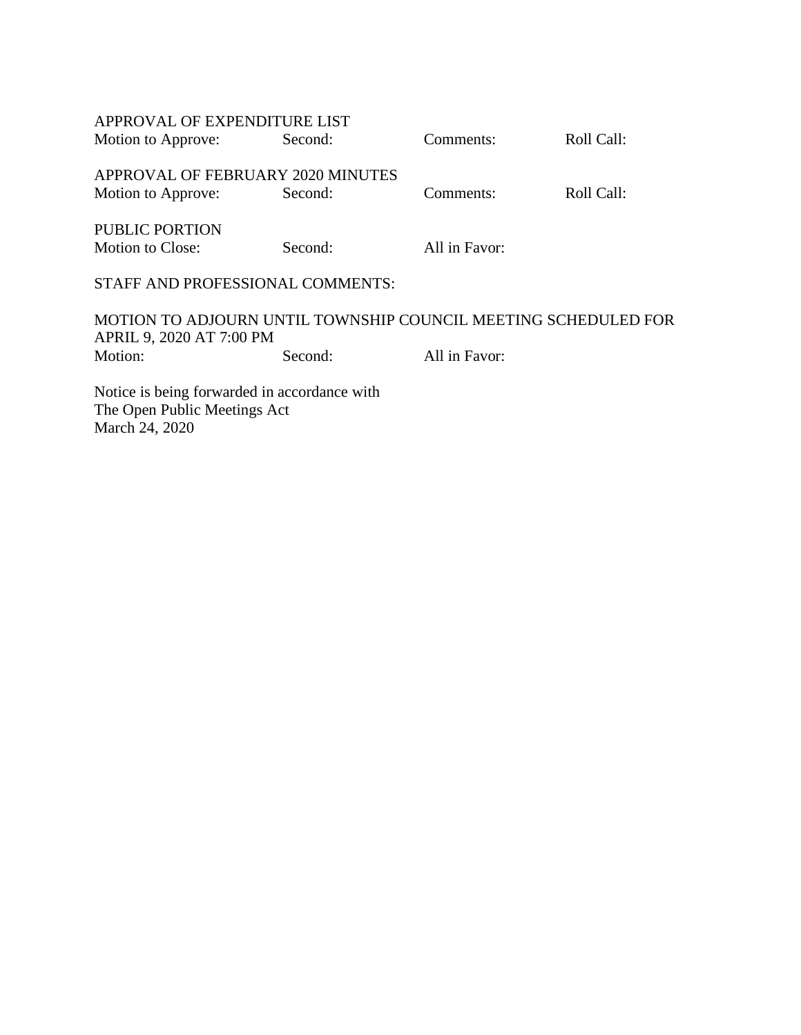APPROVAL OF EXPENDITURE LIST

Motion to Approve: Second: Comments: Roll Call:

APPROVAL OF FEBRUARY 2020 MINUTES

Motion to Approve: Second: Comments: Roll Call:

PUBLIC PORTION

Motion to Close: Second: All in Favor:

STAFF AND PROFESSIONAL COMMENTS:

MOTION TO ADJOURN UNTIL TOWNSHIP COUNCIL MEETING SCHEDULED FOR APRIL 9, 2020 AT 7:00 PM

Motion: Second: All in Favor:

Notice is being forwarded in accordance with
The Open Public Meetings Act
March 24, 2020